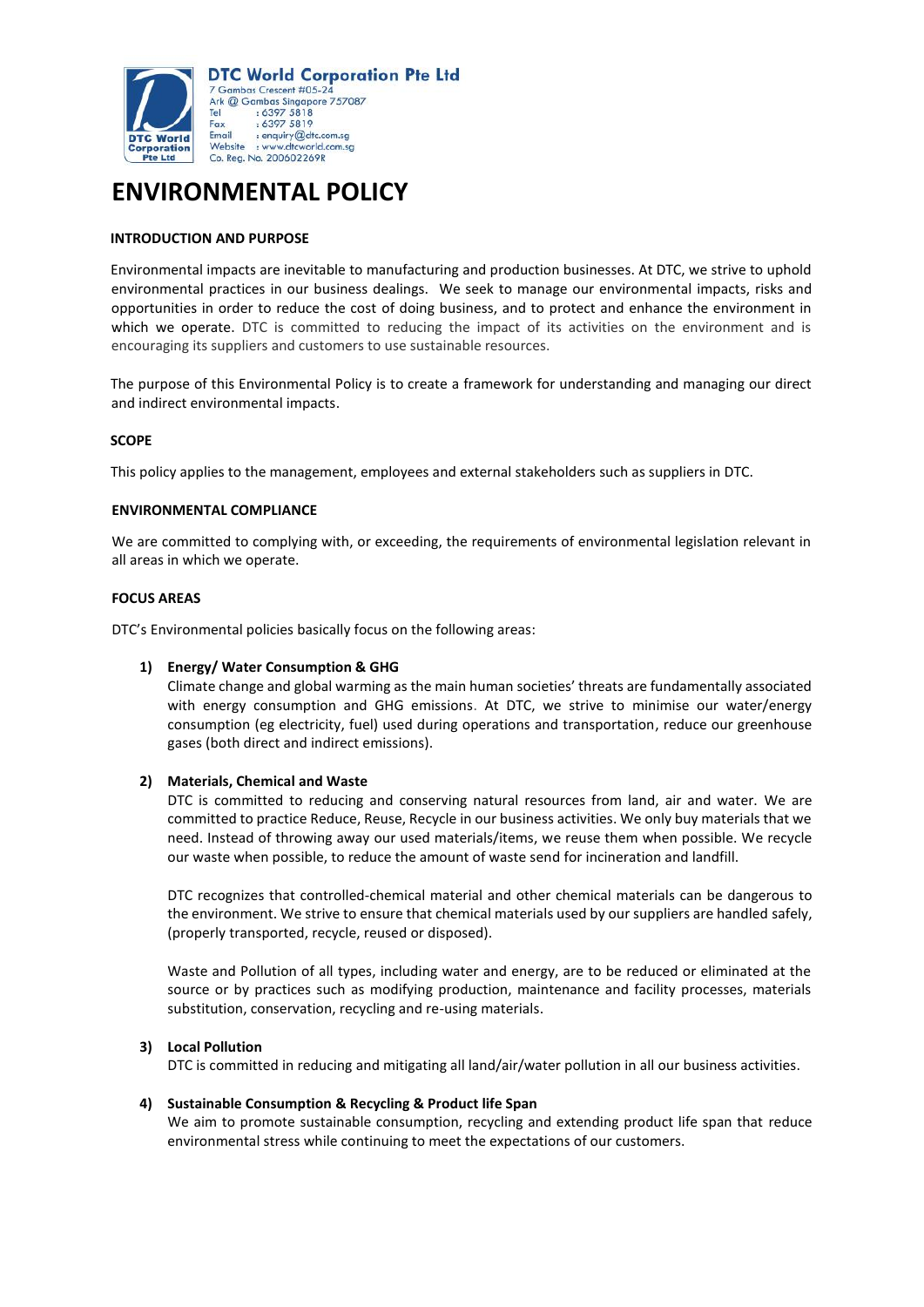DTC World Corporation Pte Ltd
7 Gambas Crescent #05-24
Ark @ Gambas Singapore 757087
Tel : 6397 5818
Fax : 6397 5819
Email : enquiry@dtc.com.sg
Website : www.dtcworld.com.sg
Co. Reg. No. 200602269R

# ENVIRONMENTAL POLICY

**INTRODUCTION AND PURPOSE**

Environmental impacts are inevitable to manufacturing and production businesses. At DTC, we strive to uphold environmental practices in our business dealings. We seek to manage our environmental impacts, risks and opportunities in order to reduce the cost of doing business, and to protect and enhance the environment in which we operate. DTC is committed to reducing the impact of its activities on the environment and is encouraging its suppliers and customers to use sustainable resources.

The purpose of this Environmental Policy is to create a framework for understanding and managing our direct and indirect environmental impacts.

**SCOPE**

This policy applies to the management, employees and external stakeholders such as suppliers in DTC.

**ENVIRONMENTAL COMPLIANCE**

We are committed to complying with, or exceeding, the requirements of environmental legislation relevant in all areas in which we operate.

**FOCUS AREAS**

DTC's Environmental policies basically focus on the following areas:

1) **Energy/ Water Consumption & GHG**
   Climate change and global warming as the main human societies' threats are fundamentally associated with energy consumption and GHG emissions. At DTC, we strive to minimise our water/energy consumption (eg electricity, fuel) used during operations and transportation, reduce our greenhouse gases (both direct and indirect emissions).

2) **Materials, Chemical and Waste**
   DTC is committed to reducing and conserving natural resources from land, air and water. We are committed to practice Reduce, Reuse, Recycle in our business activities. We only buy materials that we need. Instead of throwing away our used materials/items, we reuse them when possible. We recycle our waste when possible, to reduce the amount of waste send for incineration and landfill.

   DTC recognizes that controlled-chemical material and other chemical materials can be dangerous to the environment. We strive to ensure that chemical materials used by our suppliers are handled safely, (properly transported, recycle, reused or disposed).

   Waste and Pollution of all types, including water and energy, are to be reduced or eliminated at the source or by practices such as modifying production, maintenance and facility processes, materials substitution, conservation, recycling and re-using materials.

3) **Local Pollution**
   DTC is committed in reducing and mitigating all land/air/water pollution in all our business activities.

4) **Sustainable Consumption & Recycling & Product life Span**
   We aim to promote sustainable consumption, recycling and extending product life span that reduce environmental stress while continuing to meet the expectations of our customers.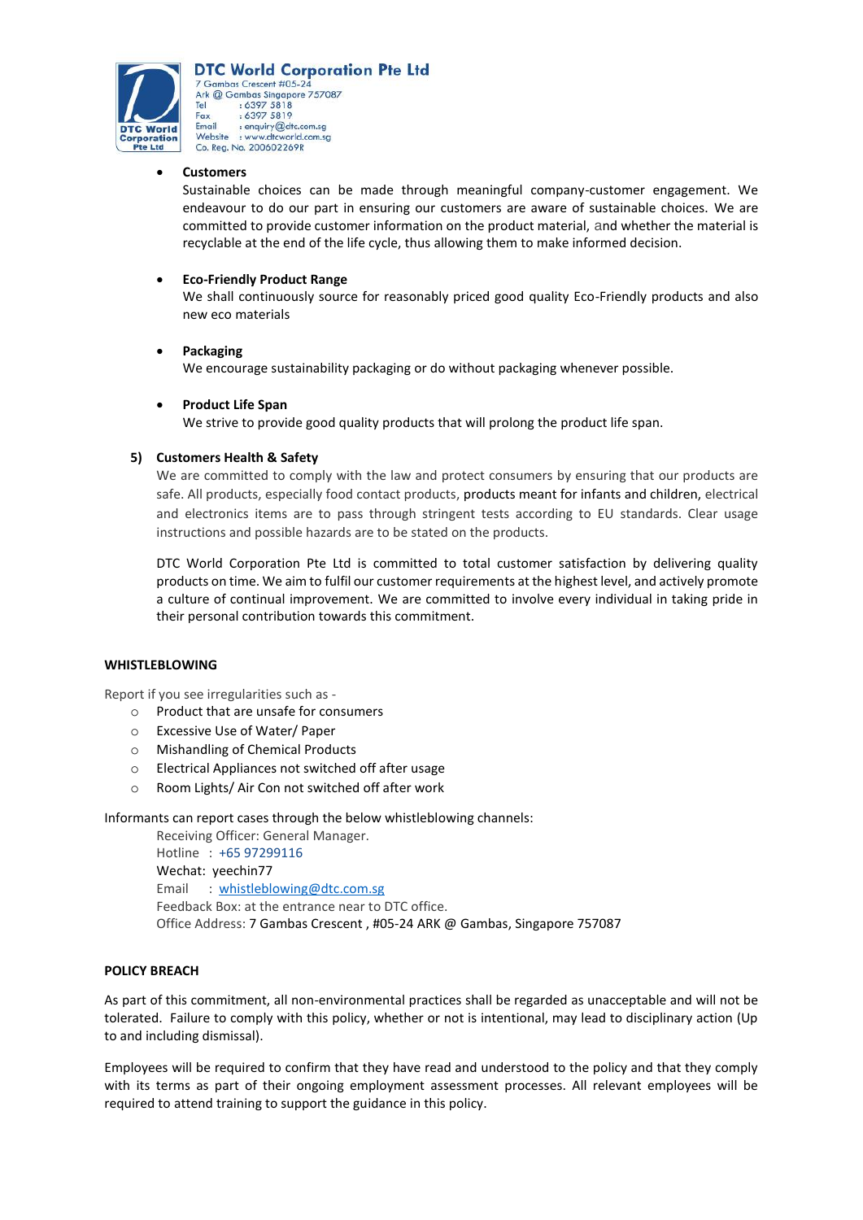- **Customers**
  Sustainable choices can be made through meaningful company-customer engagement. We endeavour to do our part in ensuring our customers are aware of sustainable choices. We are committed to provide customer information on the product material, and whether the material is recyclable at the end of the life cycle, thus allowing them to make informed decision.

- **Eco-Friendly Product Range**
  We shall continuously source for reasonably priced good quality Eco-Friendly products and also new eco materials

- **Packaging**
  We encourage sustainability packaging or do without packaging whenever possible.

- **Product Life Span**
  We strive to provide good quality products that will prolong the product life span.

**5) Customers Health & Safety**

We are committed to comply with the law and protect consumers by ensuring that our products are safe. All products, especially food contact products, products meant for infants and children, electrical and electronics items are to pass through stringent tests according to EU standards. Clear usage instructions and possible hazards are to be stated on the products.

DTC World Corporation Pte Ltd is committed to total customer satisfaction by delivering quality products on time. We aim to fulfil our customer requirements at the highest level, and actively promote a culture of continual improvement. We are committed to involve every individual in taking pride in their personal contribution towards this commitment.

**WHISTLEBLOWING**

Report if you see irregularities such as -

- Product that are unsafe for consumers
- Excessive Use of Water/ Paper
- Mishandling of Chemical Products
- Electrical Appliances not switched off after usage
- Room Lights/ Air Con not switched off after work

Informants can report cases through the below whistleblowing channels:

Receiving Officer: General Manager.
Hotline : +65 97299116
Wechat: yeechin77
Email : whistleblowing@dtc.com.sg
Feedback Box: at the entrance near to DTC office.
Office Address: 7 Gambas Crescent , #05-24 ARK @ Gambas, Singapore 757087

**POLICY BREACH**

As part of this commitment, all non-environmental practices shall be regarded as unacceptable and will not be tolerated. Failure to comply with this policy, whether or not is intentional, may lead to disciplinary action (Up to and including dismissal).

Employees will be required to confirm that they have read and understood to the policy and that they comply with its terms as part of their ongoing employment assessment processes. All relevant employees will be required to attend training to support the guidance in this policy.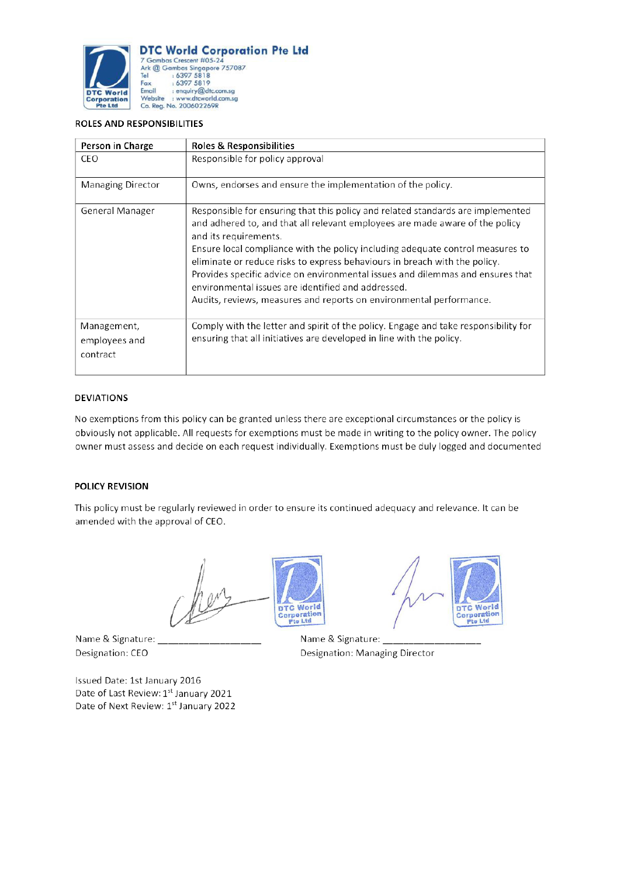**DTC World Corporation Pte Ltd**
7 Gambas Crescent #05-24
Ark @ Gambas Singapore 757087
Tel : 6397 5818
Fax : 6397 5819
Email : enquiry@dtc.com.sg
Website : www.dtcworld.com.sg
Co. Reg. No. 200602269R

## ROLES AND RESPONSIBILITIES

| Person in Charge | Roles & Responsibilities |
|---|---|
| CEO | Responsible for policy approval |
| Managing Director | Owns, endorses and ensure the implementation of the policy. |
| General Manager | Responsible for ensuring that this policy and related standards are implemented and adhered to, and that all relevant employees are made aware of the policy and its requirements.<br>Ensure local compliance with the policy including adequate control measures to eliminate or reduce risks to express behaviours in breach with the policy.<br>Provides specific advice on environmental issues and dilemmas and ensures that environmental issues are identified and addressed.<br>Audits, reviews, measures and reports on environmental performance. |
| Management, employees and contract | Comply with the letter and spirit of the policy. Engage and take responsibility for ensuring that all initiatives are developed in line with the policy. |

## DEVIATIONS

No exemptions from this policy can be granted unless there are exceptional circumstances or the policy is obviously not applicable. All requests for exemptions must be made in writing to the policy owner. The policy owner must assess and decide on each request individually. Exemptions must be duly logged and documented

## POLICY REVISION

This policy must be regularly reviewed in order to ensure its continued adequacy and relevance. It can be amended with the approval of CEO.

Name & Signature: ___________________
Designation: CEO

Name & Signature: ___________________
Designation: Managing Director

Issued Date: 1st January 2016
Date of Last Review: 1st January 2021
Date of Next Review: 1st January 2022